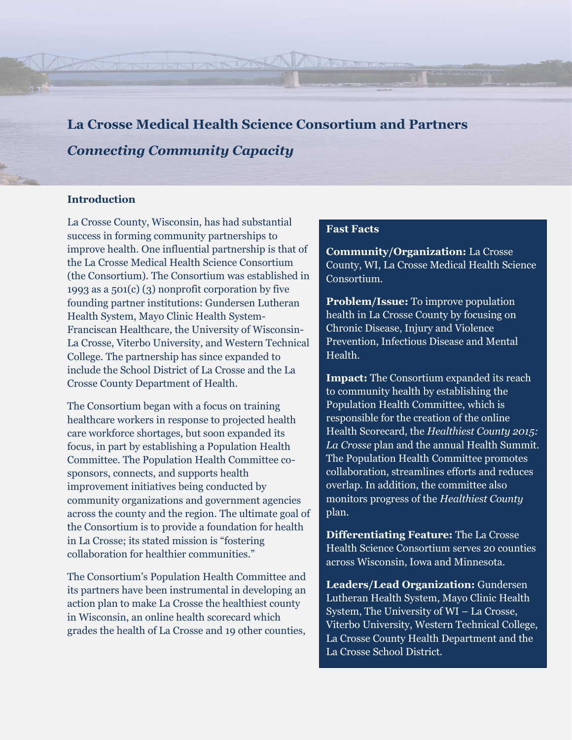# La Crosse Medical Health Science Consortium and Partners

## *Connecting Community Capacity*

### Introduction

La Crosse County, Wisconsin, has had substantial success in forming community partnerships to improve health. One influential partnership is that of the La Crosse Medical Health Science Consortium (the Consortium). The Consortium was established in 1993 as a 501(c) (3) nonprofit corporation by five founding partner institutions: Gundersen Lutheran Health System, Mayo Clinic Health System-Franciscan Healthcare, the University of Wisconsin-La Crosse, Viterbo University, and Western Technical College. The partnership has since expanded to include the School District of La Crosse and the La Crosse County Department of Health.

The Consortium began with a focus on training healthcare workers in response to projected health care workforce shortages, but soon expanded its focus, in part by establishing a Population Health Committee. The Population Health Committee co-sponsors, connects, and supports health improvement initiatives being conducted by community organizations and government agencies across the county and the region. The ultimate goal of the Consortium is to provide a foundation for health in La Crosse; its stated mission is "fostering collaboration for healthier communities."

The Consortium's Population Health Committee and its partners have been instrumental in developing an action plan to make La Crosse the healthiest county in Wisconsin, an online health scorecard which grades the health of La Crosse and 19 other counties,

**Fast Facts**

**Community/Organization:** La Crosse County, WI, La Crosse Medical Health Science Consortium.

**Problem/Issue:** To improve population health in La Crosse County by focusing on Chronic Disease, Injury and Violence Prevention, Infectious Disease and Mental Health.

**Impact:** The Consortium expanded its reach to community health by establishing the Population Health Committee, which is responsible for the creation of the online Health Scorecard, the *Healthiest County 2015: La Crosse* plan and the annual Health Summit. The Population Health Committee promotes collaboration, streamlines efforts and reduces overlap. In addition, the committee also monitors progress of the *Healthiest County* plan.

**Differentiating Feature:** The La Crosse Health Science Consortium serves 20 counties across Wisconsin, Iowa and Minnesota.

**Leaders/Lead Organization:** Gundersen Lutheran Health System, Mayo Clinic Health System, The University of WI – La Crosse, Viterbo University, Western Technical College, La Crosse County Health Department and the La Crosse School District.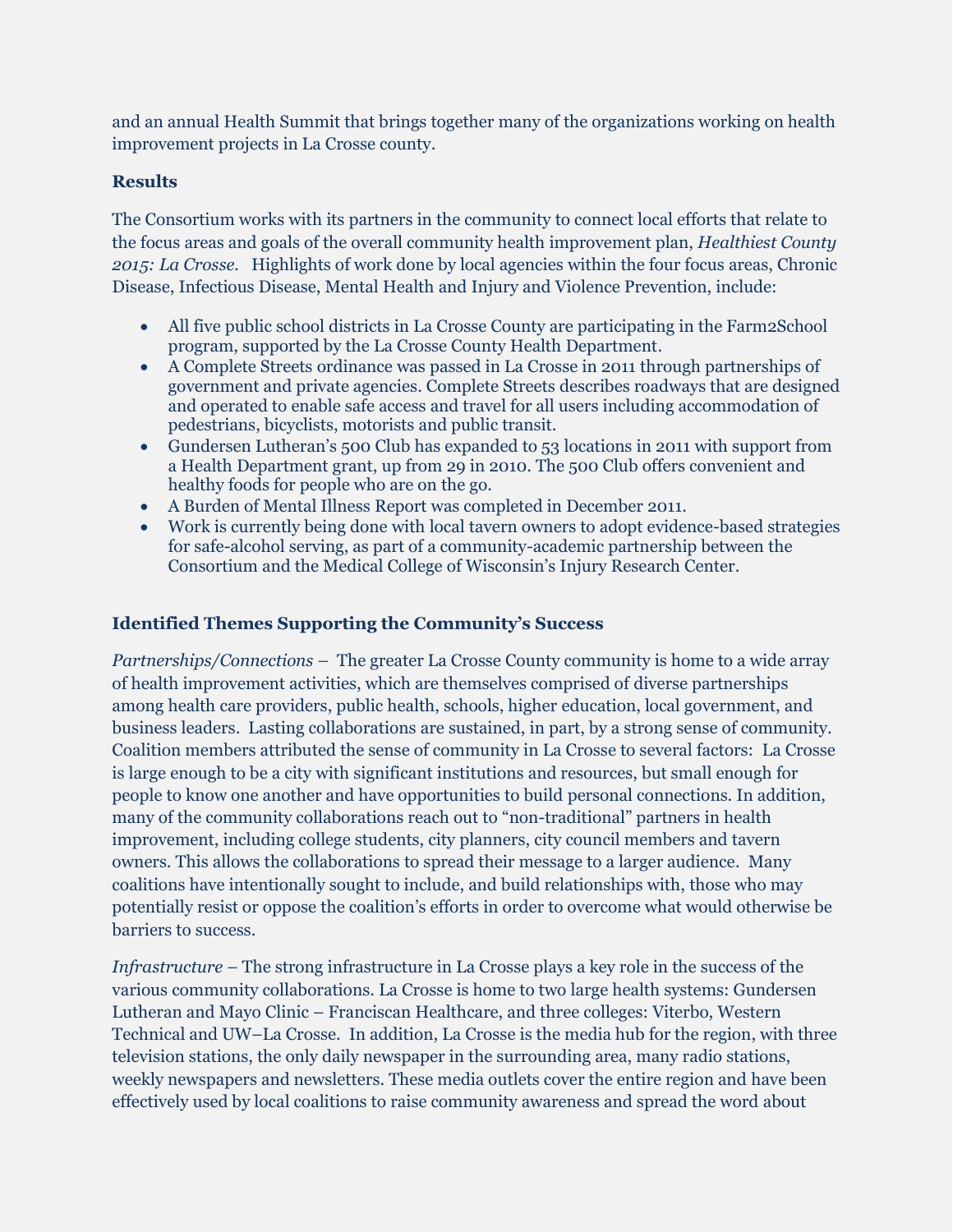and an annual Health Summit that brings together many of the organizations working on health improvement projects in La Crosse county.

### Results

The Consortium works with its partners in the community to connect local efforts that relate to the focus areas and goals of the overall community health improvement plan, *Healthiest County 2015: La Crosse*. Highlights of work done by local agencies within the four focus areas, Chronic Disease, Infectious Disease, Mental Health and Injury and Violence Prevention, include:

- All five public school districts in La Crosse County are participating in the Farm2School program, supported by the La Crosse County Health Department.
- A Complete Streets ordinance was passed in La Crosse in 2011 through partnerships of government and private agencies. Complete Streets describes roadways that are designed and operated to enable safe access and travel for all users including accommodation of pedestrians, bicyclists, motorists and public transit.
- Gundersen Lutheran's 500 Club has expanded to 53 locations in 2011 with support from a Health Department grant, up from 29 in 2010. The 500 Club offers convenient and healthy foods for people who are on the go.
- A Burden of Mental Illness Report was completed in December 2011.
- Work is currently being done with local tavern owners to adopt evidence-based strategies for safe-alcohol serving, as part of a community-academic partnership between the Consortium and the Medical College of Wisconsin's Injury Research Center.

### Identified Themes Supporting the Community's Success

*Partnerships/Connections* – The greater La Crosse County community is home to a wide array of health improvement activities, which are themselves comprised of diverse partnerships among health care providers, public health, schools, higher education, local government, and business leaders. Lasting collaborations are sustained, in part, by a strong sense of community. Coalition members attributed the sense of community in La Crosse to several factors: La Crosse is large enough to be a city with significant institutions and resources, but small enough for people to know one another and have opportunities to build personal connections. In addition, many of the community collaborations reach out to "non-traditional" partners in health improvement, including college students, city planners, city council members and tavern owners. This allows the collaborations to spread their message to a larger audience. Many coalitions have intentionally sought to include, and build relationships with, those who may potentially resist or oppose the coalition's efforts in order to overcome what would otherwise be barriers to success.

*Infrastructure* – The strong infrastructure in La Crosse plays a key role in the success of the various community collaborations. La Crosse is home to two large health systems: Gundersen Lutheran and Mayo Clinic – Franciscan Healthcare, and three colleges: Viterbo, Western Technical and UW–La Crosse. In addition, La Crosse is the media hub for the region, with three television stations, the only daily newspaper in the surrounding area, many radio stations, weekly newspapers and newsletters. These media outlets cover the entire region and have been effectively used by local coalitions to raise community awareness and spread the word about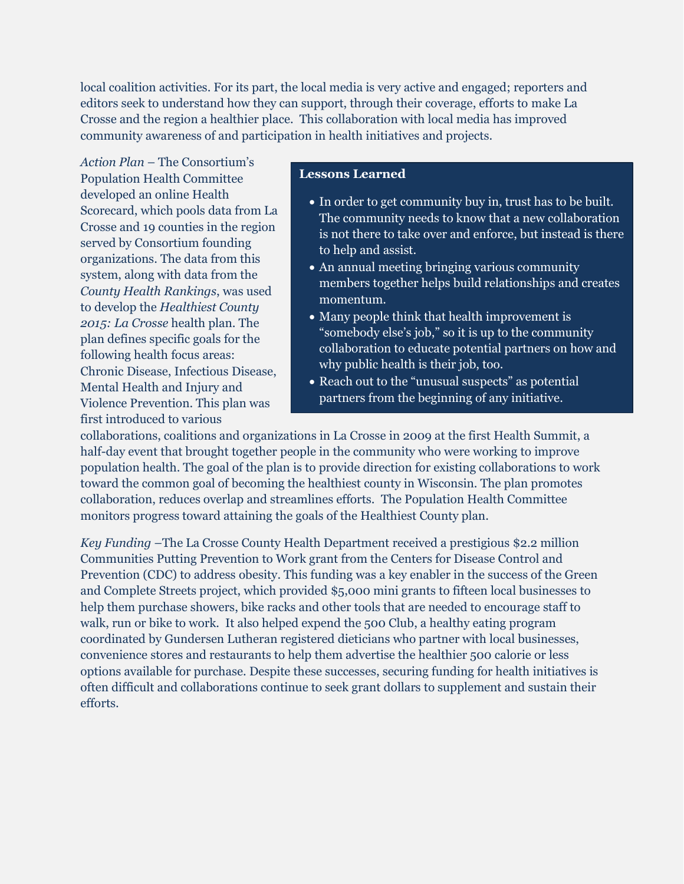local coalition activities. For its part, the local media is very active and engaged; reporters and editors seek to understand how they can support, through their coverage, efforts to make La Crosse and the region a healthier place. This collaboration with local media has improved community awareness of and participation in health initiatives and projects.

*Action Plan* – The Consortium's Population Health Committee developed an online Health Scorecard, which pools data from La Crosse and 19 counties in the region served by Consortium founding organizations. The data from this system, along with data from the *County Health Rankings*, was used to develop the *Healthiest County 2015: La Crosse* health plan. The plan defines specific goals for the following health focus areas: Chronic Disease, Infectious Disease, Mental Health and Injury and Violence Prevention. This plan was first introduced to various collaborations, coalitions and organizations in La Crosse in 2009 at the first Health Summit, a half-day event that brought together people in the community who were working to improve population health. The goal of the plan is to provide direction for existing collaborations to work toward the common goal of becoming the healthiest county in Wisconsin. The plan promotes collaboration, reduces overlap and streamlines efforts. The Population Health Committee monitors progress toward attaining the goals of the Healthiest County plan.

**Lessons Learned**

- In order to get community buy in, trust has to be built. The community needs to know that a new collaboration is not there to take over and enforce, but instead is there to help and assist.
- An annual meeting bringing various community members together helps build relationships and creates momentum.
- Many people think that health improvement is "somebody else's job," so it is up to the community collaboration to educate potential partners on how and why public health is their job, too.
- Reach out to the "unusual suspects" as potential partners from the beginning of any initiative.

*Key Funding* –The La Crosse County Health Department received a prestigious $2.2 million Communities Putting Prevention to Work grant from the Centers for Disease Control and Prevention (CDC) to address obesity. This funding was a key enabler in the success of the Green and Complete Streets project, which provided $5,000 mini grants to fifteen local businesses to help them purchase showers, bike racks and other tools that are needed to encourage staff to walk, run or bike to work. It also helped expend the 500 Club, a healthy eating program coordinated by Gundersen Lutheran registered dieticians who partner with local businesses, convenience stores and restaurants to help them advertise the healthier 500 calorie or less options available for purchase. Despite these successes, securing funding for health initiatives is often difficult and collaborations continue to seek grant dollars to supplement and sustain their efforts.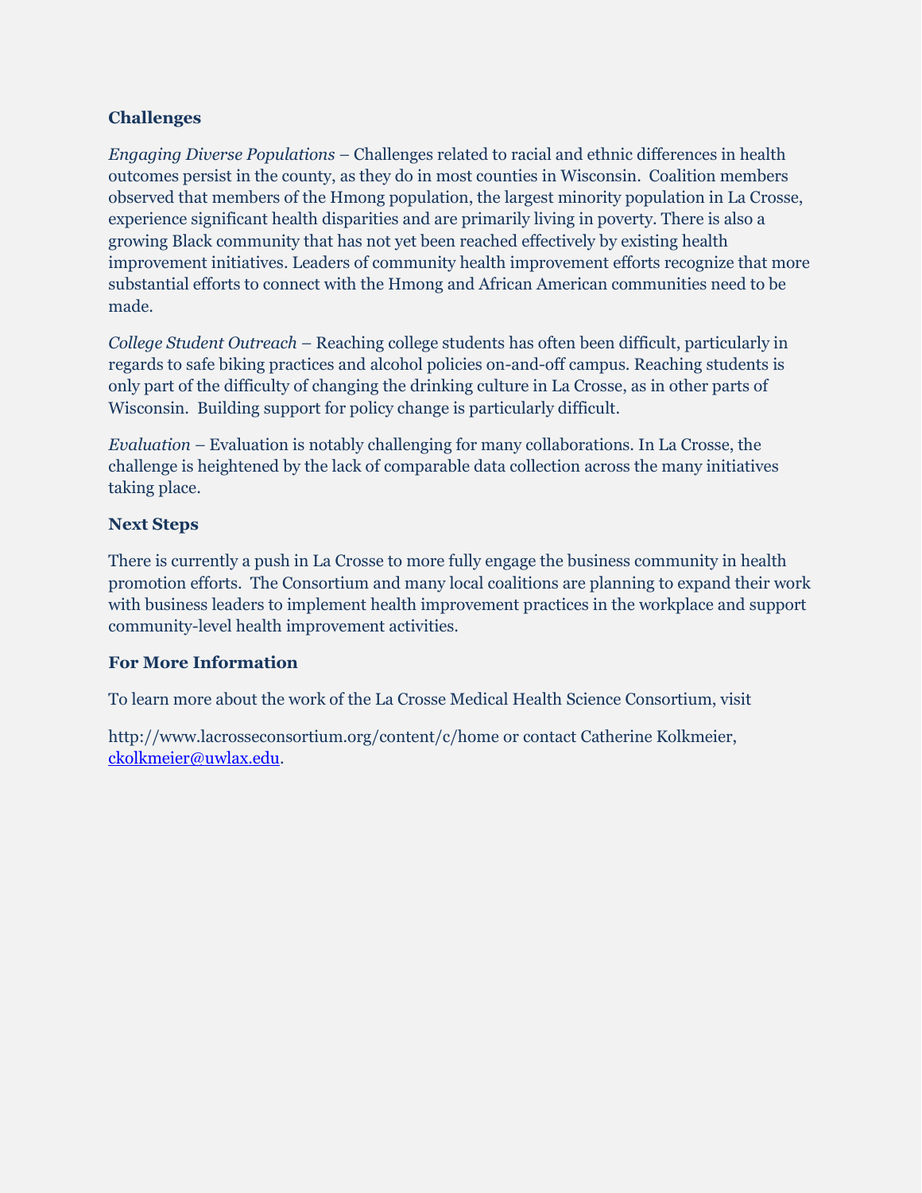### Challenges

*Engaging Diverse Populations* – Challenges related to racial and ethnic differences in health outcomes persist in the county, as they do in most counties in Wisconsin. Coalition members observed that members of the Hmong population, the largest minority population in La Crosse, experience significant health disparities and are primarily living in poverty. There is also a growing Black community that has not yet been reached effectively by existing health improvement initiatives. Leaders of community health improvement efforts recognize that more substantial efforts to connect with the Hmong and African American communities need to be made.

*College Student Outreach* – Reaching college students has often been difficult, particularly in regards to safe biking practices and alcohol policies on-and-off campus. Reaching students is only part of the difficulty of changing the drinking culture in La Crosse, as in other parts of Wisconsin. Building support for policy change is particularly difficult.

*Evaluation* – Evaluation is notably challenging for many collaborations. In La Crosse, the challenge is heightened by the lack of comparable data collection across the many initiatives taking place.

### Next Steps

There is currently a push in La Crosse to more fully engage the business community in health promotion efforts. The Consortium and many local coalitions are planning to expand their work with business leaders to implement health improvement practices in the workplace and support community-level health improvement activities.

### For More Information

To learn more about the work of the La Crosse Medical Health Science Consortium, visit

http://www.lacrosseconsortium.org/content/c/home or contact Catherine Kolkmeier, [ckolkmeier@uwlax.edu](mailto:ckolkmeier@uwlax.edu).